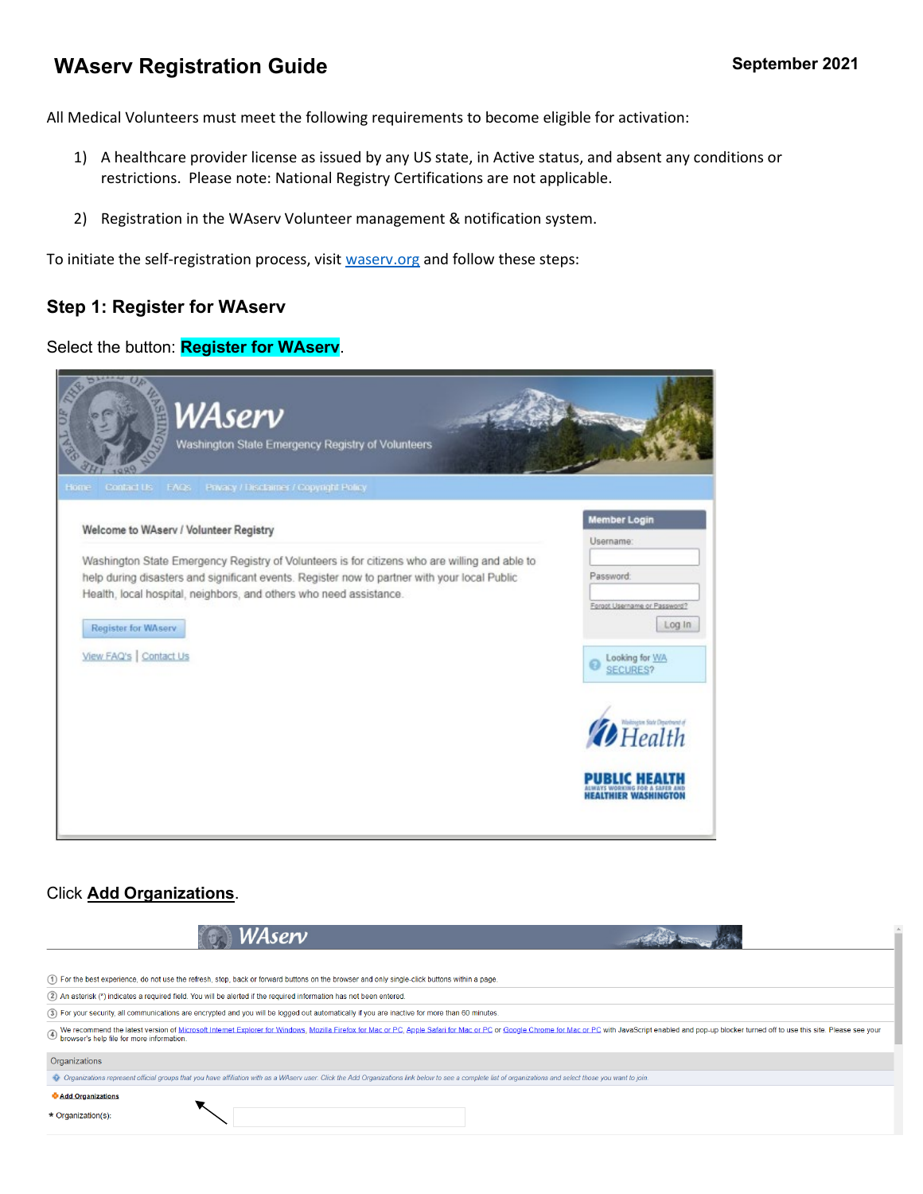# WAserv Registration Guide

**September 2021**

All Medical Volunteers must meet the following requirements to become eligible for activation:

1) A healthcare provider license as issued by any US state, in Active status, and absent any conditions or restrictions. Please note: National Registry Certifications are not applicable.

2) Registration in the WAserv Volunteer management & notification system.

To initiate the self-registration process, visit [waserv.org](waserv.org) and follow these steps:

## Step 1: Register for WAserv

Select the button: **Register for WAserv**.

Click **Add Organizations**.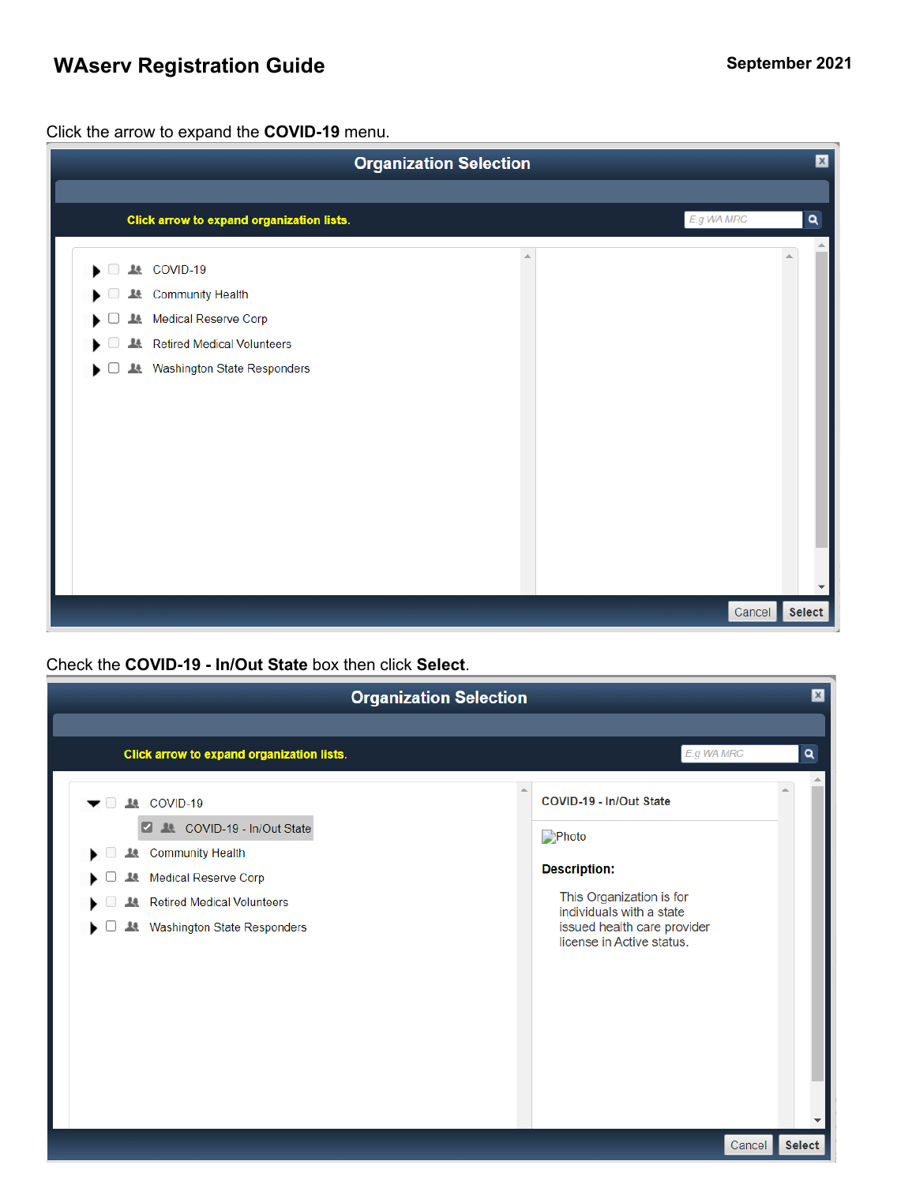Click the arrow to expand the **COVID-19** menu.

Organization Selection

Click arrow to expand organization lists.

- COVID-19
- Community Health
- Medical Reserve Corp
- Retired Medical Volunteers
- Washington State Responders

Cancel Select

Check the **COVID-19 - In/Out State** box then click **Select**.

Organization Selection

Click arrow to expand organization lists.

- COVID-19
  - COVID-19 - In/Out State
- Community Health
- Medical Reserve Corp
- Retired Medical Volunteers
- Washington State Responders

COVID-19 - In/Out State

Photo

**Description:**

This Organization is for individuals with a state issued health care provider license in Active status.

Cancel Select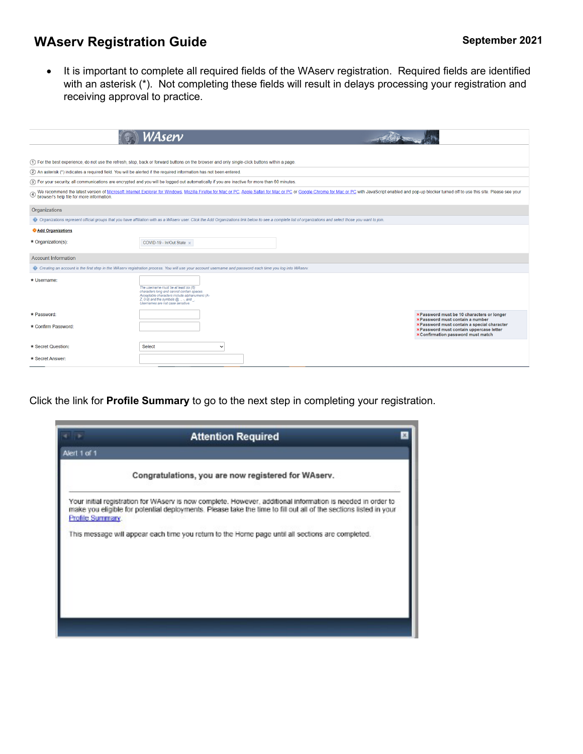# WAserv Registration Guide

September 2021

- It is important to complete all required fields of the WAserv registration. Required fields are identified with an asterisk (*). Not completing these fields will result in delays processing your registration and receiving approval to practice.

WAserv

① For the best experience, do not use the refresh, stop, back or forward buttons on the browser and only single-click buttons within a page.

② An asterisk (*) indicates a required field. You will be alerted if the required information has not been entered.

③ For your security, all communications are encrypted and you will be logged out automatically if you are inactive for more than 60 minutes.

④ We recommend the latest version of Microsoft Internet Explorer for Windows, Mozilla Firefox for Mac or PC, Apple Safari for Mac or PC or Google Chrome for Mac or PC with JavaScript enabled and pop-up blocker turned off to use this site. Please see your browser's help file for more information.

**Organizations**

Organizations represent official groups that you have affiliation with as a WAserv user. Click the Add Organizations link below to see a complete list of organizations and select those you want to join.

Add Organizations

* Organization(s): COVID-19 - In/Out State

**Account Information**

Creating an account is the first step in the WAserv registration process. You will use your account username and password each time you log into WAserv.

* Username: The username must be at least six (6) characters long and cannot contain spaces. Acceptable characters include alphanumeric (A-Z, 0-9) and the symbols @, ., -, and _. Usernames are not case sensitive.

* Password:

* Confirm Password:

- Password must be 10 characters or longer
- Password must contain a number
- Password must contain a special character
- Password must contain uppercase letter
- Confirmation password must match

* Secret Question: Select

* Secret Answer:

Click the link for **Profile Summary** to go to the next step in completing your registration.

**Attention Required**

Alert 1 of 1

Congratulations, you are now registered for WAserv.

Your initial registration for WAserv is now complete. However, additional information is needed in order to make you eligible for potential deployments. Please take the time to fill out all of the sections listed in your Profile Summary.

This message will appear each time you return to the Home page until all sections are completed.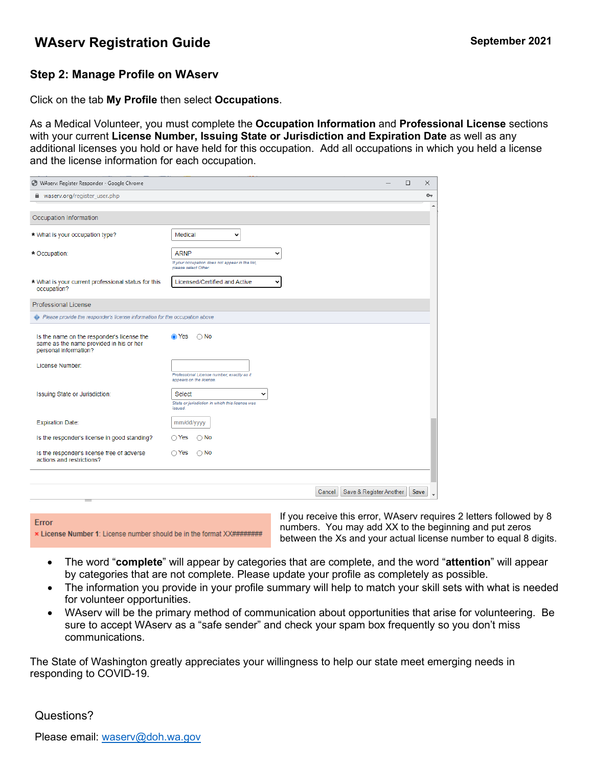## WAserv Registration Guide

September 2021

### Step 2: Manage Profile on WAserv

Click on the tab **My Profile** then select **Occupations**.

As a Medical Volunteer, you must complete the **Occupation Information** and **Professional License** sections with your current **License Number, Issuing State or Jurisdiction and Expiration Date** as well as any additional licenses you hold or have held for this occupation. Add all occupations in which you held a license and the license information for each occupation.

WAserv: Register Responder - Google Chrome
waserv.org/register_user.php

Occupation Information

\* What is your occupation type? Medical

\* Occupation: ARNP
If your occupation does not appear in the list, please select Other

\* What is your current professional status for this occupation? Licensed/Certified and Active

Professional License

Please provide the responder's license information for the occupation above

Is the name on the responder's license the same as the name provided in his or her personal information? Yes No

License Number:
Professional License number, exactly as it appears on the license

Issuing State or Jurisdiction: Select
State or jurisdiction in which this license was issued

Expiration Date: mm/dd/yyyy

Is the responder's license in good standing? Yes No

Is the responder's license free of adverse actions and restrictions? Yes No

Cancel | Save & Register Another | Save

Error
× **License Number 1**: License number should be in the format XX########

If you receive this error, WAserv requires 2 letters followed by 8 numbers. You may add XX to the beginning and put zeros between the Xs and your actual license number to equal 8 digits.

- The word "**complete**" will appear by categories that are complete, and the word "**attention**" will appear by categories that are not complete. Please update your profile as completely as possible.
- The information you provide in your profile summary will help to match your skill sets with what is needed for volunteer opportunities.
- WAserv will be the primary method of communication about opportunities that arise for volunteering. Be sure to accept WAserv as a "safe sender" and check your spam box frequently so you don't miss communications.

The State of Washington greatly appreciates your willingness to help our state meet emerging needs in responding to COVID-19.

Questions?

Please email: [waserv@doh.wa.gov](mailto:waserv@doh.wa.gov)